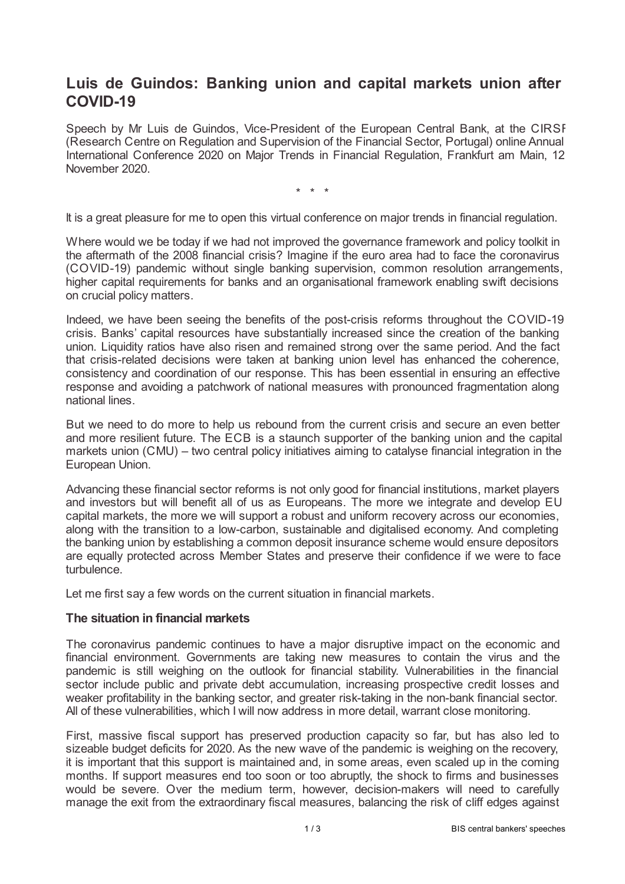# Luis de Guindos: Banking union and capital markets union after COVID-19

Speech by Mr Luis de Guindos, Vice-President of the European Central Bank, at the CIRSF (Research Centre on Regulation and Supervision of the Financial Sector, Portugal) online Annual International Conference 2020 on Major Trends in Financial Regulation, Frankfurt am Main, 12 November 2020.

\* \* \*

It is a great pleasure for me to open this virtual conference on major trends in financial regulation.

Where would we be today if we had not improved the governance framework and policy toolkit in the aftermath of the 2008 financial crisis? Imagine if the euro area had to face the coronavirus (COVID-19) pandemic without single banking supervision, common resolution arrangements, higher capital requirements for banks and an organisational framework enabling swift decisions on crucial policy matters.

Indeed, we have been seeing the benefits of the post-crisis reforms throughout the COVID-19 crisis. Banks' capital resources have substantially increased since the creation of the banking union. Liquidity ratios have also risen and remained strong over the same period. And the fact that crisis-related decisions were taken at banking union level has enhanced the coherence, consistency and coordination of our response. This has been essential in ensuring an effective response and avoiding a patchwork of national measures with pronounced fragmentation along national lines.

But we need to do more to help us rebound from the current crisis and secure an even better and more resilient future. The ECB is a staunch supporter of the banking union and the capital markets union (CMU) – two central policy initiatives aiming to catalyse financial integration in the European Union.

Advancing these financial sector reforms is not only good for financial institutions, market players and investors but will benefit all of us as Europeans. The more we integrate and develop EU capital markets, the more we will support a robust and uniform recovery across our economies, along with the transition to a low-carbon, sustainable and digitalised economy. And completing the banking union by establishing a common deposit insurance scheme would ensure depositors are equally protected across Member States and preserve their confidence if we were to face turbulence.

Let me first say a few words on the current situation in financial markets.

### The situation in financial markets

The coronavirus pandemic continues to have a major disruptive impact on the economic and financial environment. Governments are taking new measures to contain the virus and the pandemic is still weighing on the outlook for financial stability. Vulnerabilities in the financial sector include public and private debt accumulation, increasing prospective credit losses and weaker profitability in the banking sector, and greater risk-taking in the non-bank financial sector. All of these vulnerabilities, which I will now address in more detail, warrant close monitoring.

First, massive fiscal support has preserved production capacity so far, but has also led to sizeable budget deficits for 2020. As the new wave of the pandemic is weighing on the recovery, it is important that this support is maintained and, in some areas, even scaled up in the coming months. If support measures end too soon or too abruptly, the shock to firms and businesses would be severe. Over the medium term, however, decision-makers will need to carefully manage the exit from the extraordinary fiscal measures, balancing the risk of cliff edges against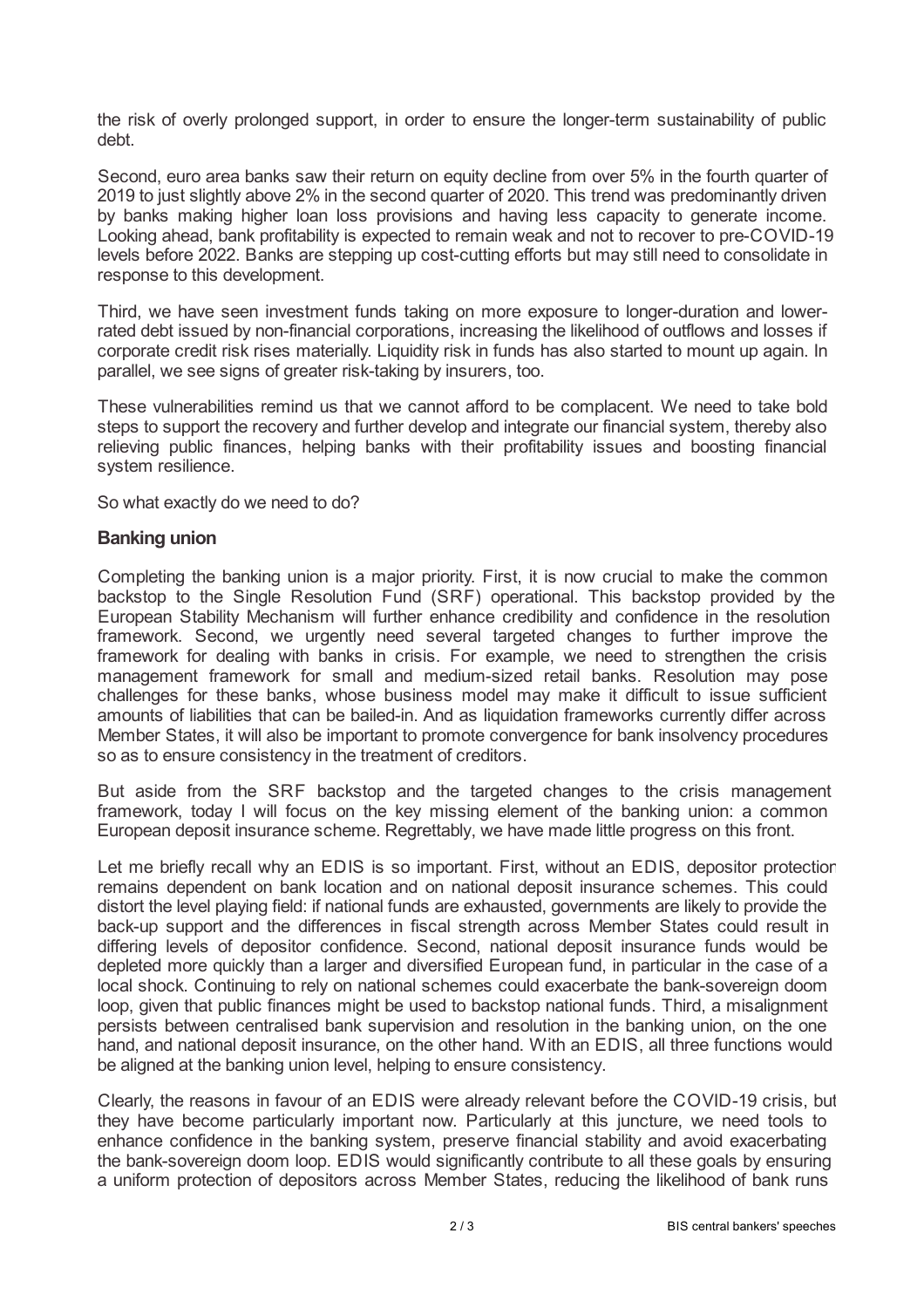the risk of overly prolonged support, in order to ensure the longer-term sustainability of public debt.

Second, euro area banks saw their return on equity decline from over 5% in the fourth quarter of 2019 to just slightly above 2% in the second quarter of 2020. This trend was predominantly driven by banks making higher loan loss provisions and having less capacity to generate income. Looking ahead, bank profitability is expected to remain weak and not to recover to pre-COVID-19 levels before 2022. Banks are stepping up cost-cutting efforts but may still need to consolidate in response to this development.

Third, we have seen investment funds taking on more exposure to longer-duration and lower-rated debt issued by non-financial corporations, increasing the likelihood of outflows and losses if corporate credit risk rises materially. Liquidity risk in funds has also started to mount up again. In parallel, we see signs of greater risk-taking by insurers, too.

These vulnerabilities remind us that we cannot afford to be complacent. We need to take bold steps to support the recovery and further develop and integrate our financial system, thereby also relieving public finances, helping banks with their profitability issues and boosting financial system resilience.

So what exactly do we need to do?

### Banking union

Completing the banking union is a major priority. First, it is now crucial to make the common backstop to the Single Resolution Fund (SRF) operational. This backstop provided by the European Stability Mechanism will further enhance credibility and confidence in the resolution framework. Second, we urgently need several targeted changes to further improve the framework for dealing with banks in crisis. For example, we need to strengthen the crisis management framework for small and medium-sized retail banks. Resolution may pose challenges for these banks, whose business model may make it difficult to issue sufficient amounts of liabilities that can be bailed-in. And as liquidation frameworks currently differ across Member States, it will also be important to promote convergence for bank insolvency procedures so as to ensure consistency in the treatment of creditors.

But aside from the SRF backstop and the targeted changes to the crisis management framework, today I will focus on the key missing element of the banking union: a common European deposit insurance scheme. Regrettably, we have made little progress on this front.

Let me briefly recall why an EDIS is so important. First, without an EDIS, depositor protection remains dependent on bank location and on national deposit insurance schemes. This could distort the level playing field: if national funds are exhausted, governments are likely to provide the back-up support and the differences in fiscal strength across Member States could result in differing levels of depositor confidence. Second, national deposit insurance funds would be depleted more quickly than a larger and diversified European fund, in particular in the case of a local shock. Continuing to rely on national schemes could exacerbate the bank-sovereign doom loop, given that public finances might be used to backstop national funds. Third, a misalignment persists between centralised bank supervision and resolution in the banking union, on the one hand, and national deposit insurance, on the other hand. With an EDIS, all three functions would be aligned at the banking union level, helping to ensure consistency.

Clearly, the reasons in favour of an EDIS were already relevant before the COVID-19 crisis, but they have become particularly important now. Particularly at this juncture, we need tools to enhance confidence in the banking system, preserve financial stability and avoid exacerbating the bank-sovereign doom loop. EDIS would significantly contribute to all these goals by ensuring a uniform protection of depositors across Member States, reducing the likelihood of bank runs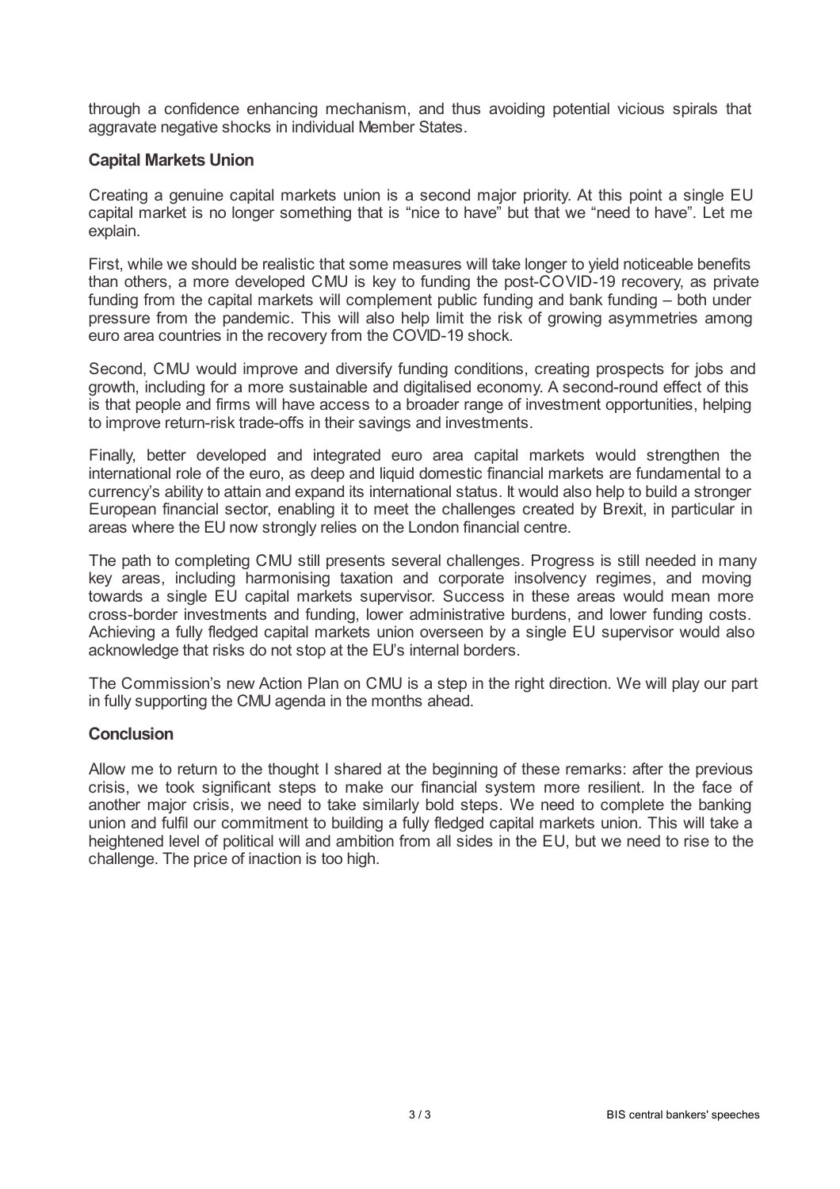through a confidence enhancing mechanism, and thus avoiding potential vicious spirals that aggravate negative shocks in individual Member States.

### Capital Markets Union

Creating a genuine capital markets union is a second major priority. At this point a single EU capital market is no longer something that is "nice to have" but that we "need to have". Let me explain.

First, while we should be realistic that some measures will take longer to yield noticeable benefits than others, a more developed CMU is key to funding the post-COVID-19 recovery, as private funding from the capital markets will complement public funding and bank funding – both under pressure from the pandemic. This will also help limit the risk of growing asymmetries among euro area countries in the recovery from the COVID-19 shock.

Second, CMU would improve and diversify funding conditions, creating prospects for jobs and growth, including for a more sustainable and digitalised economy. A second-round effect of this is that people and firms will have access to a broader range of investment opportunities, helping to improve return-risk trade-offs in their savings and investments.

Finally, better developed and integrated euro area capital markets would strengthen the international role of the euro, as deep and liquid domestic financial markets are fundamental to a currency's ability to attain and expand its international status. It would also help to build a stronger European financial sector, enabling it to meet the challenges created by Brexit, in particular in areas where the EU now strongly relies on the London financial centre.

The path to completing CMU still presents several challenges. Progress is still needed in many key areas, including harmonising taxation and corporate insolvency regimes, and moving towards a single EU capital markets supervisor. Success in these areas would mean more cross-border investments and funding, lower administrative burdens, and lower funding costs. Achieving a fully fledged capital markets union overseen by a single EU supervisor would also acknowledge that risks do not stop at the EU's internal borders.

The Commission's new Action Plan on CMU is a step in the right direction. We will play our part in fully supporting the CMU agenda in the months ahead.

### Conclusion

Allow me to return to the thought I shared at the beginning of these remarks: after the previous crisis, we took significant steps to make our financial system more resilient. In the face of another major crisis, we need to take similarly bold steps. We need to complete the banking union and fulfil our commitment to building a fully fledged capital markets union. This will take a heightened level of political will and ambition from all sides in the EU, but we need to rise to the challenge. The price of inaction is too high.